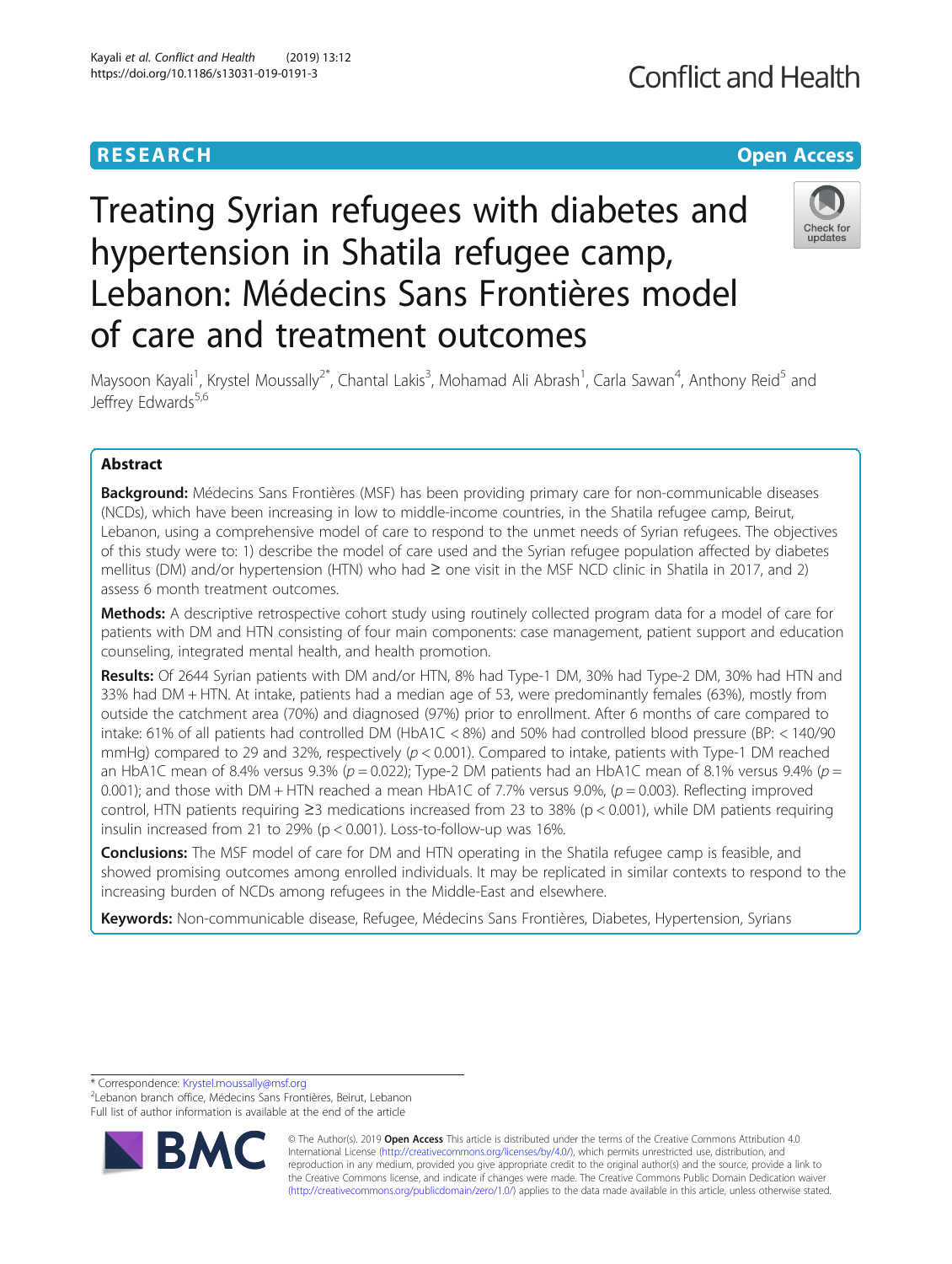RESEARCH **Open Access**

# Treating Syrian refugees with diabetes and hypertension in Shatila refugee camp, Lebanon: Médecins Sans Frontières model of care and treatment outcomes

Maysoon Kayali[1], Krystel Moussally[2*], Chantal Lakis[3], Mohamad Ali Abrash[1], Carla Sawan[4], Anthony Reid[5] and Jeffrey Edwards[5,6]

## Abstract

**Background:** Médecins Sans Frontières (MSF) has been providing primary care for non-communicable diseases (NCDs), which have been increasing in low to middle-income countries, in the Shatila refugee camp, Beirut, Lebanon, using a comprehensive model of care to respond to the unmet needs of Syrian refugees. The objectives of this study were to: 1) describe the model of care used and the Syrian refugee population affected by diabetes mellitus (DM) and/or hypertension (HTN) who had ≥ one visit in the MSF NCD clinic in Shatila in 2017, and 2) assess 6 month treatment outcomes.

**Methods:** A descriptive retrospective cohort study using routinely collected program data for a model of care for patients with DM and HTN consisting of four main components: case management, patient support and education counseling, integrated mental health, and health promotion.

**Results:** Of 2644 Syrian patients with DM and/or HTN, 8% had Type-1 DM, 30% had Type-2 DM, 30% had HTN and 33% had DM + HTN. At intake, patients had a median age of 53, were predominantly females (63%), mostly from outside the catchment area (70%) and diagnosed (97%) prior to enrollment. After 6 months of care compared to intake: 61% of all patients had controlled DM (HbA1C < 8%) and 50% had controlled blood pressure (BP: < 140/90 mmHg) compared to 29 and 32%, respectively ($p < 0.001$). Compared to intake, patients with Type-1 DM reached an HbA1C mean of 8.4% versus 9.3% ($p = 0.022$); Type-2 DM patients had an HbA1C mean of 8.1% versus 9.4% ($p = 0.001$); and those with DM + HTN reached a mean HbA1C of 7.7% versus 9.0%, ($p = 0.003$). Reflecting improved control, HTN patients requiring ≥3 medications increased from 23 to 38% ($p < 0.001$), while DM patients requiring insulin increased from 21 to 29% ($p < 0.001$). Loss-to-follow-up was 16%.

**Conclusions:** The MSF model of care for DM and HTN operating in the Shatila refugee camp is feasible, and showed promising outcomes among enrolled individuals. It may be replicated in similar contexts to respond to the increasing burden of NCDs among refugees in the Middle-East and elsewhere.

**Keywords:** Non-communicable disease, Refugee, Médecins Sans Frontières, Diabetes, Hypertension, Syrians

---

\* Correspondence: Krystel.moussally@msf.org
[2]Lebanon branch office, Médecins Sans Frontières, Beirut, Lebanon
Full list of author information is available at the end of the article

© The Author(s). 2019 **Open Access** This article is distributed under the terms of the Creative Commons Attribution 4.0 International License (http://creativecommons.org/licenses/by/4.0/), which permits unrestricted use, distribution, and reproduction in any medium, provided you give appropriate credit to the original author(s) and the source, provide a link to the Creative Commons license, and indicate if changes were made. The Creative Commons Public Domain Dedication waiver (http://creativecommons.org/publicdomain/zero/1.0/) applies to the data made available in this article, unless otherwise stated.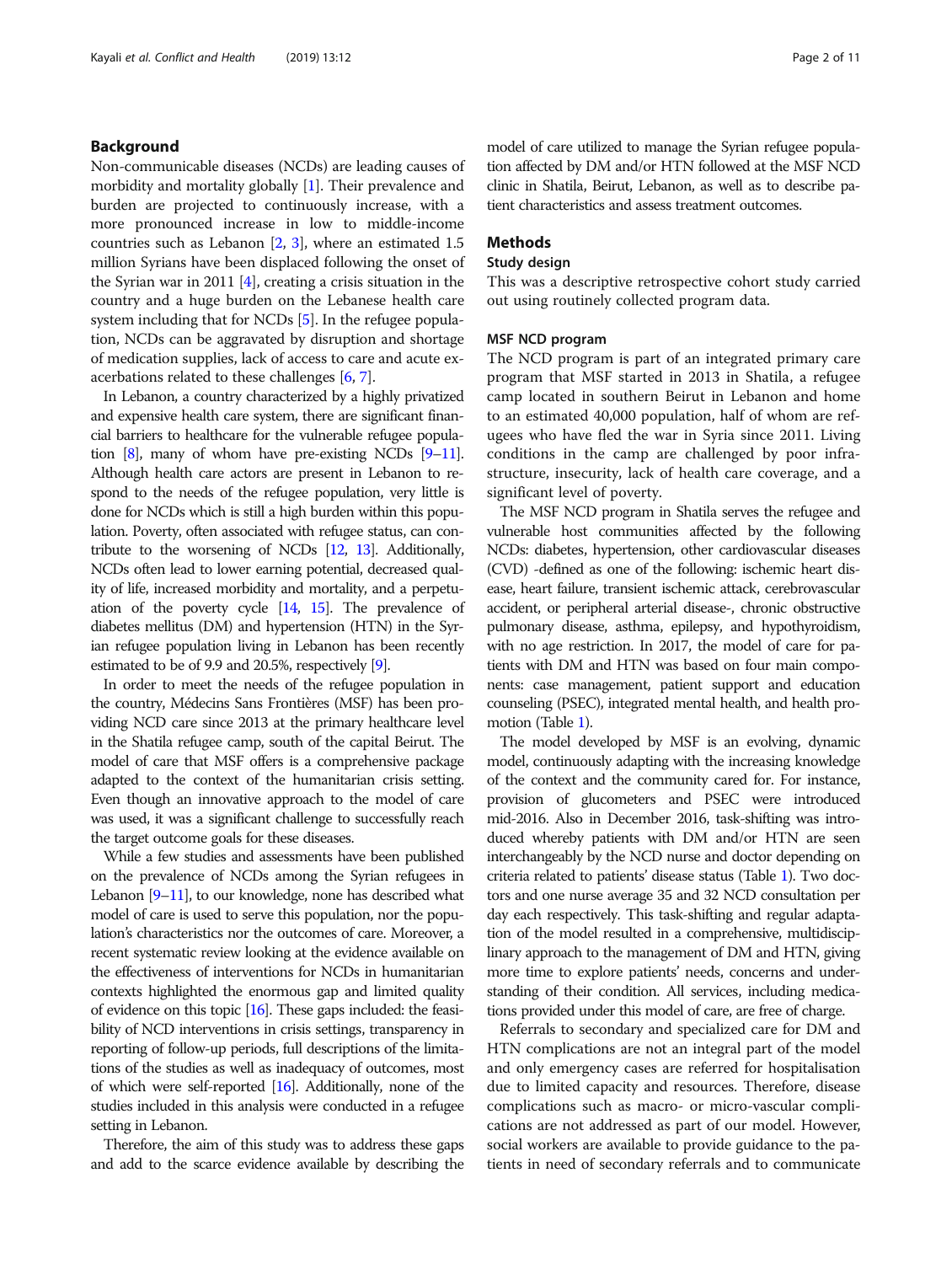## Background

Non-communicable diseases (NCDs) are leading causes of morbidity and mortality globally [1]. Their prevalence and burden are projected to continuously increase, with a more pronounced increase in low to middle-income countries such as Lebanon [2, 3], where an estimated 1.5 million Syrians have been displaced following the onset of the Syrian war in 2011 [4], creating a crisis situation in the country and a huge burden on the Lebanese health care system including that for NCDs [5]. In the refugee population, NCDs can be aggravated by disruption and shortage of medication supplies, lack of access to care and acute exacerbations related to these challenges [6, 7].

In Lebanon, a country characterized by a highly privatized and expensive health care system, there are significant financial barriers to healthcare for the vulnerable refugee population [8], many of whom have pre-existing NCDs [9–11]. Although health care actors are present in Lebanon to respond to the needs of the refugee population, very little is done for NCDs which is still a high burden within this population. Poverty, often associated with refugee status, can contribute to the worsening of NCDs [12, 13]. Additionally, NCDs often lead to lower earning potential, decreased quality of life, increased morbidity and mortality, and a perpetuation of the poverty cycle [14, 15]. The prevalence of diabetes mellitus (DM) and hypertension (HTN) in the Syrian refugee population living in Lebanon has been recently estimated to be of 9.9 and 20.5%, respectively [9].

In order to meet the needs of the refugee population in the country, Médecins Sans Frontières (MSF) has been providing NCD care since 2013 at the primary healthcare level in the Shatila refugee camp, south of the capital Beirut. The model of care that MSF offers is a comprehensive package adapted to the context of the humanitarian crisis setting. Even though an innovative approach to the model of care was used, it was a significant challenge to successfully reach the target outcome goals for these diseases.

While a few studies and assessments have been published on the prevalence of NCDs among the Syrian refugees in Lebanon [9–11], to our knowledge, none has described what model of care is used to serve this population, nor the population's characteristics nor the outcomes of care. Moreover, a recent systematic review looking at the evidence available on the effectiveness of interventions for NCDs in humanitarian contexts highlighted the enormous gap and limited quality of evidence on this topic [16]. These gaps included: the feasibility of NCD interventions in crisis settings, transparency in reporting of follow-up periods, full descriptions of the limitations of the studies as well as inadequacy of outcomes, most of which were self-reported [16]. Additionally, none of the studies included in this analysis were conducted in a refugee setting in Lebanon.

Therefore, the aim of this study was to address these gaps and add to the scarce evidence available by describing the model of care utilized to manage the Syrian refugee population affected by DM and/or HTN followed at the MSF NCD clinic in Shatila, Beirut, Lebanon, as well as to describe patient characteristics and assess treatment outcomes.

## Methods

### Study design

This was a descriptive retrospective cohort study carried out using routinely collected program data.

### MSF NCD program

The NCD program is part of an integrated primary care program that MSF started in 2013 in Shatila, a refugee camp located in southern Beirut in Lebanon and home to an estimated 40,000 population, half of whom are refugees who have fled the war in Syria since 2011. Living conditions in the camp are challenged by poor infrastructure, insecurity, lack of health care coverage, and a significant level of poverty.

The MSF NCD program in Shatila serves the refugee and vulnerable host communities affected by the following NCDs: diabetes, hypertension, other cardiovascular diseases (CVD) -defined as one of the following: ischemic heart disease, heart failure, transient ischemic attack, cerebrovascular accident, or peripheral arterial disease-, chronic obstructive pulmonary disease, asthma, epilepsy, and hypothyroidism, with no age restriction. In 2017, the model of care for patients with DM and HTN was based on four main components: case management, patient support and education counseling (PSEC), integrated mental health, and health promotion (Table 1).

The model developed by MSF is an evolving, dynamic model, continuously adapting with the increasing knowledge of the context and the community cared for. For instance, provision of glucometers and PSEC were introduced mid-2016. Also in December 2016, task-shifting was introduced whereby patients with DM and/or HTN are seen interchangeably by the NCD nurse and doctor depending on criteria related to patients' disease status (Table 1). Two doctors and one nurse average 35 and 32 NCD consultation per day each respectively. This task-shifting and regular adaptation of the model resulted in a comprehensive, multidisciplinary approach to the management of DM and HTN, giving more time to explore patients' needs, concerns and understanding of their condition. All services, including medications provided under this model of care, are free of charge.

Referrals to secondary and specialized care for DM and HTN complications are not an integral part of the model and only emergency cases are referred for hospitalisation due to limited capacity and resources. Therefore, disease complications such as macro- or micro-vascular complications are not addressed as part of our model. However, social workers are available to provide guidance to the patients in need of secondary referrals and to communicate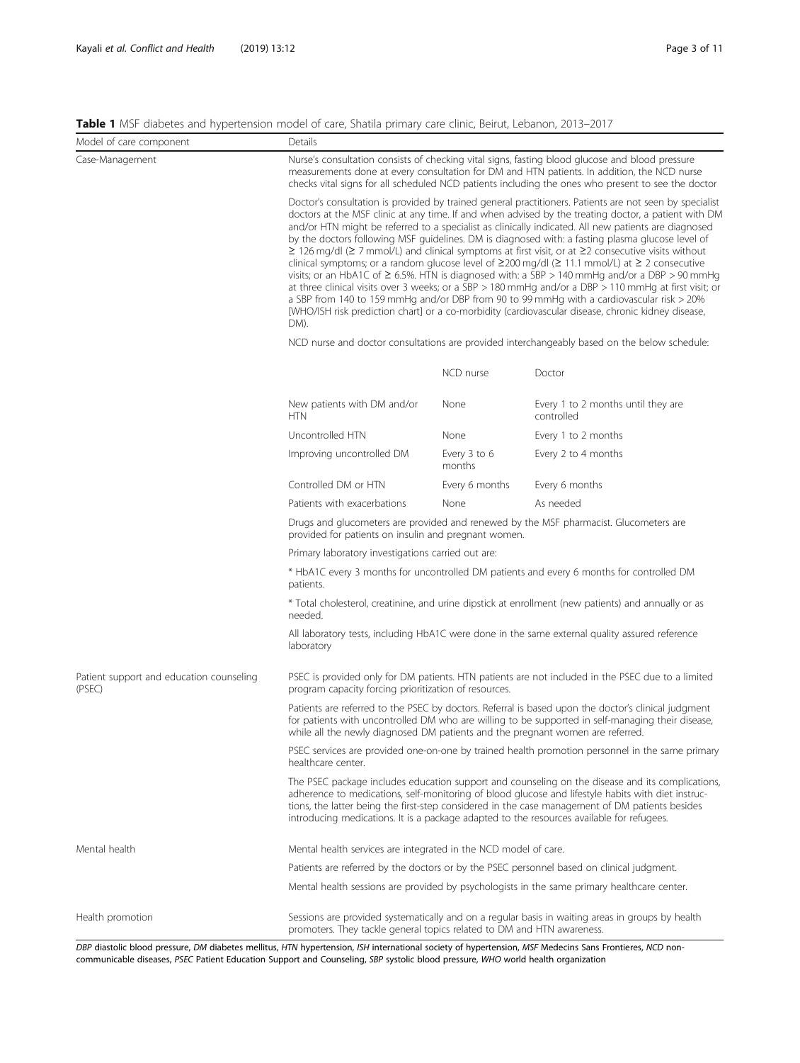**Table 1** MSF diabetes and hypertension model of care, Shatila primary care clinic, Beirut, Lebanon, 2013–2017

| Model of care component | Details |
| --- | --- |
| Case-Management | Nurse's consultation consists of checking vital signs, fasting blood glucose and blood pressure measurements done at every consultation for DM and HTN patients. In addition, the NCD nurse checks vital signs for all scheduled NCD patients including the ones who present to see the doctor |
| | Doctor's consultation is provided by trained general practitioners. Patients are not seen by specialist doctors at the MSF clinic at any time. If and when advised by the treating doctor, a patient with DM and/or HTN might be referred to a specialist as clinically indicated. All new patients are diagnosed by the doctors following MSF guidelines. DM is diagnosed with: a fasting plasma glucose level of ≥ 126 mg/dl (≥ 7 mmol/L) and clinical symptoms at first visit, or at ≥2 consecutive visits without clinical symptoms; or a random glucose level of ≥200 mg/dl (≥ 11.1 mmol/L) at ≥ 2 consecutive visits; or an HbA1C of ≥ 6.5%. HTN is diagnosed with: a SBP > 140 mmHg and/or a DBP > 90 mmHg at three clinical visits over 3 weeks; or a SBP > 180 mmHg and/or a DBP > 110 mmHg at first visit; or a SBP from 140 to 159 mmHg and/or DBP from 90 to 99 mmHg with a cardiovascular risk > 20% [WHO/ISH risk prediction chart] or a co-morbidity (cardiovascular disease, chronic kidney disease, DM). |
| | NCD nurse and doctor consultations are provided interchangeably based on the below schedule: |
| | (see schedule below) |
| | Drugs and glucometers are provided and renewed by the MSF pharmacist. Glucometers are provided for patients on insulin and pregnant women. |
| | Primary laboratory investigations carried out are: |
| | * HbA1C every 3 months for uncontrolled DM patients and every 6 months for controlled DM patients. |
| | * Total cholesterol, creatinine, and urine dipstick at enrollment (new patients) and annually or as needed. |
| | All laboratory tests, including HbA1C were done in the same external quality assured reference laboratory |
| Patient support and education counseling (PSEC) | PSEC is provided only for DM patients. HTN patients are not included in the PSEC due to a limited program capacity forcing prioritization of resources. |
| | Patients are referred to the PSEC by doctors. Referral is based upon the doctor's clinical judgment for patients with uncontrolled DM who are willing to be supported in self-managing their disease, while all the newly diagnosed DM patients and the pregnant women are referred. |
| | PSEC services are provided one-on-one by trained health promotion personnel in the same primary healthcare center. |
| | The PSEC package includes education support and counseling on the disease and its complications, adherence to medications, self-monitoring of blood glucose and lifestyle habits with diet instructions, the latter being the first-step considered in the case management of DM patients besides introducing medications. It is a package adapted to the resources available for refugees. |
| Mental health | Mental health services are integrated in the NCD model of care. |
| | Patients are referred by the doctors or by the PSEC personnel based on clinical judgment. |
| | Mental health sessions are provided by psychologists in the same primary healthcare center. |
| Health promotion | Sessions are provided systematically and on a regular basis in waiting areas in groups by health promoters. They tackle general topics related to DM and HTN awareness. |

Consultation schedule (within Case-Management):

| | NCD nurse | Doctor |
| --- | --- | --- |
| New patients with DM and/or HTN | None | Every 1 to 2 months until they are controlled |
| Uncontrolled HTN | None | Every 1 to 2 months |
| Improving uncontrolled DM | Every 3 to 6 months | Every 2 to 4 months |
| Controlled DM or HTN | Every 6 months | Every 6 months |
| Patients with exacerbations | None | As needed |

*DBP* diastolic blood pressure, *DM* diabetes mellitus, *HTN* hypertension, *ISH* international society of hypertension, *MSF* Medecins Sans Frontieres, *NCD* non-communicable diseases, *PSEC* Patient Education Support and Counseling, *SBP* systolic blood pressure, *WHO* world health organization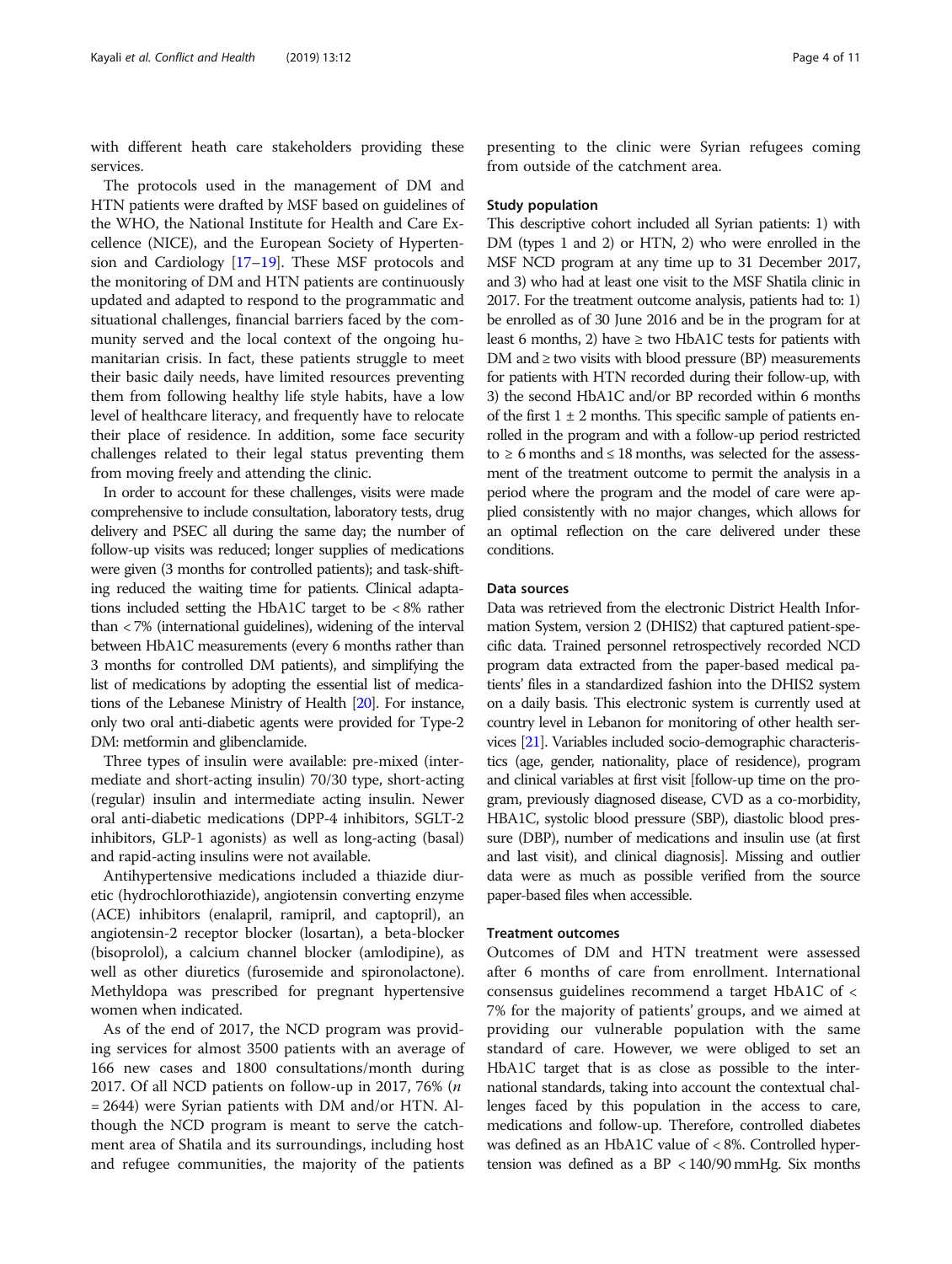with different heath care stakeholders providing these services.

The protocols used in the management of DM and HTN patients were drafted by MSF based on guidelines of the WHO, the National Institute for Health and Care Excellence (NICE), and the European Society of Hypertension and Cardiology [17–19]. These MSF protocols and the monitoring of DM and HTN patients are continuously updated and adapted to respond to the programmatic and situational challenges, financial barriers faced by the community served and the local context of the ongoing humanitarian crisis. In fact, these patients struggle to meet their basic daily needs, have limited resources preventing them from following healthy life style habits, have a low level of healthcare literacy, and frequently have to relocate their place of residence. In addition, some face security challenges related to their legal status preventing them from moving freely and attending the clinic.

In order to account for these challenges, visits were made comprehensive to include consultation, laboratory tests, drug delivery and PSEC all during the same day; the number of follow-up visits was reduced; longer supplies of medications were given (3 months for controlled patients); and task-shifting reduced the waiting time for patients. Clinical adaptations included setting the HbA1C target to be < 8% rather than < 7% (international guidelines), widening of the interval between HbA1C measurements (every 6 months rather than 3 months for controlled DM patients), and simplifying the list of medications by adopting the essential list of medications of the Lebanese Ministry of Health [20]. For instance, only two oral anti-diabetic agents were provided for Type-2 DM: metformin and glibenclamide.

Three types of insulin were available: pre-mixed (intermediate and short-acting insulin) 70/30 type, short-acting (regular) insulin and intermediate acting insulin. Newer oral anti-diabetic medications (DPP-4 inhibitors, SGLT-2 inhibitors, GLP-1 agonists) as well as long-acting (basal) and rapid-acting insulins were not available.

Antihypertensive medications included a thiazide diuretic (hydrochlorothiazide), angiotensin converting enzyme (ACE) inhibitors (enalapril, ramipril, and captopril), an angiotensin-2 receptor blocker (losartan), a beta-blocker (bisoprolol), a calcium channel blocker (amlodipine), as well as other diuretics (furosemide and spironolactone). Methyldopa was prescribed for pregnant hypertensive women when indicated.

As of the end of 2017, the NCD program was providing services for almost 3500 patients with an average of 166 new cases and 1800 consultations/month during 2017. Of all NCD patients on follow-up in 2017, 76% ($n$ = 2644) were Syrian patients with DM and/or HTN. Although the NCD program is meant to serve the catchment area of Shatila and its surroundings, including host and refugee communities, the majority of the patients presenting to the clinic were Syrian refugees coming from outside of the catchment area.

### Study population

This descriptive cohort included all Syrian patients: 1) with DM (types 1 and 2) or HTN, 2) who were enrolled in the MSF NCD program at any time up to 31 December 2017, and 3) who had at least one visit to the MSF Shatila clinic in 2017. For the treatment outcome analysis, patients had to: 1) be enrolled as of 30 June 2016 and be in the program for at least 6 months, 2) have ≥ two HbA1C tests for patients with DM and ≥ two visits with blood pressure (BP) measurements for patients with HTN recorded during their follow-up, with 3) the second HbA1C and/or BP recorded within 6 months of the first 1 ± 2 months. This specific sample of patients enrolled in the program and with a follow-up period restricted to ≥ 6 months and ≤ 18 months, was selected for the assessment of the treatment outcome to permit the analysis in a period where the program and the model of care were applied consistently with no major changes, which allows for an optimal reflection on the care delivered under these conditions.

### Data sources

Data was retrieved from the electronic District Health Information System, version 2 (DHIS2) that captured patient-specific data. Trained personnel retrospectively recorded NCD program data extracted from the paper-based medical patients' files in a standardized fashion into the DHIS2 system on a daily basis. This electronic system is currently used at country level in Lebanon for monitoring of other health services [21]. Variables included socio-demographic characteristics (age, gender, nationality, place of residence), program and clinical variables at first visit [follow-up time on the program, previously diagnosed disease, CVD as a co-morbidity, HBA1C, systolic blood pressure (SBP), diastolic blood pressure (DBP), number of medications and insulin use (at first and last visit), and clinical diagnosis]. Missing and outlier data were as much as possible verified from the source paper-based files when accessible.

### Treatment outcomes

Outcomes of DM and HTN treatment were assessed after 6 months of care from enrollment. International consensus guidelines recommend a target HbA1C of < 7% for the majority of patients' groups, and we aimed at providing our vulnerable population with the same standard of care. However, we were obliged to set an HbA1C target that is as close as possible to the international standards, taking into account the contextual challenges faced by this population in the access to care, medications and follow-up. Therefore, controlled diabetes was defined as an HbA1C value of < 8%. Controlled hypertension was defined as a BP < 140/90 mmHg. Six months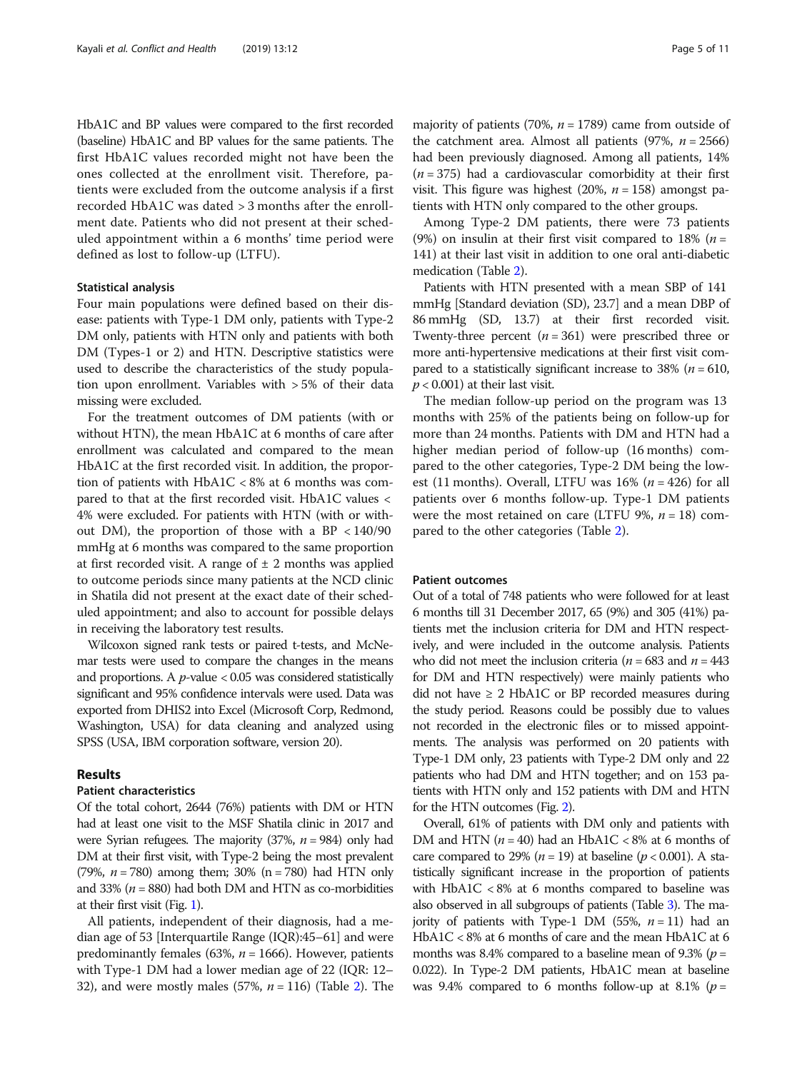HbA1C and BP values were compared to the first recorded (baseline) HbA1C and BP values for the same patients. The first HbA1C values recorded might not have been the ones collected at the enrollment visit. Therefore, patients were excluded from the outcome analysis if a first recorded HbA1C was dated > 3 months after the enrollment date. Patients who did not present at their scheduled appointment within a 6 months' time period were defined as lost to follow-up (LTFU).

### Statistical analysis

Four main populations were defined based on their disease: patients with Type-1 DM only, patients with Type-2 DM only, patients with HTN only and patients with both DM (Types-1 or 2) and HTN. Descriptive statistics were used to describe the characteristics of the study population upon enrollment. Variables with > 5% of their data missing were excluded.

For the treatment outcomes of DM patients (with or without HTN), the mean HbA1C at 6 months of care after enrollment was calculated and compared to the mean HbA1C at the first recorded visit. In addition, the proportion of patients with HbA1C < 8% at 6 months was compared to that at the first recorded visit. HbA1C values < 4% were excluded. For patients with HTN (with or without DM), the proportion of those with a BP < 140/90 mmHg at 6 months was compared to the same proportion at first recorded visit. A range of ± 2 months was applied to outcome periods since many patients at the NCD clinic in Shatila did not present at the exact date of their scheduled appointment; and also to account for possible delays in receiving the laboratory test results.

Wilcoxon signed rank tests or paired t-tests, and McNemar tests were used to compare the changes in the means and proportions. A $p$-value < 0.05 was considered statistically significant and 95% confidence intervals were used. Data was exported from DHIS2 into Excel (Microsoft Corp, Redmond, Washington, USA) for data cleaning and analyzed using SPSS (USA, IBM corporation software, version 20).

## Results

### Patient characteristics

Of the total cohort, 2644 (76%) patients with DM or HTN had at least one visit to the MSF Shatila clinic in 2017 and were Syrian refugees. The majority (37%, $n$ = 984) only had DM at their first visit, with Type-2 being the most prevalent (79%, $n$ = 780) among them; 30% (n = 780) had HTN only and 33% ($n$ = 880) had both DM and HTN as co-morbidities at their first visit (Fig. 1).

All patients, independent of their diagnosis, had a median age of 53 [Interquartile Range (IQR):45–61] and were predominantly females (63%, $n$ = 1666). However, patients with Type-1 DM had a lower median age of 22 (IQR: 12–32), and were mostly males (57%, $n$ = 116) (Table 2). The majority of patients (70%, $n$ = 1789) came from outside of the catchment area. Almost all patients (97%, $n$ = 2566) had been previously diagnosed. Among all patients, 14% ($n$ = 375) had a cardiovascular comorbidity at their first visit. This figure was highest (20%, $n$ = 158) amongst patients with HTN only compared to the other groups.

Among Type-2 DM patients, there were 73 patients (9%) on insulin at their first visit compared to 18% ($n$ = 141) at their last visit in addition to one oral anti-diabetic medication (Table 2).

Patients with HTN presented with a mean SBP of 141 mmHg [Standard deviation (SD), 23.7] and a mean DBP of 86 mmHg (SD, 13.7) at their first recorded visit. Twenty-three percent ($n$ = 361) were prescribed three or more anti-hypertensive medications at their first visit compared to a statistically significant increase to 38% ($n$ = 610, $p$ < 0.001) at their last visit.

The median follow-up period on the program was 13 months with 25% of the patients being on follow-up for more than 24 months. Patients with DM and HTN had a higher median period of follow-up (16 months) compared to the other categories, Type-2 DM being the lowest (11 months). Overall, LTFU was 16% ($n$ = 426) for all patients over 6 months follow-up. Type-1 DM patients were the most retained on care (LTFU 9%, $n$ = 18) compared to the other categories (Table 2).

### Patient outcomes

Out of a total of 748 patients who were followed for at least 6 months till 31 December 2017, 65 (9%) and 305 (41%) patients met the inclusion criteria for DM and HTN respectively, and were included in the outcome analysis. Patients who did not meet the inclusion criteria ($n$ = 683 and $n$ = 443 for DM and HTN respectively) were mainly patients who did not have ≥ 2 HbA1C or BP recorded measures during the study period. Reasons could be possibly due to values not recorded in the electronic files or to missed appointments. The analysis was performed on 20 patients with Type-1 DM only, 23 patients with Type-2 DM only and 22 patients who had DM and HTN together; and on 153 patients with HTN only and 152 patients with DM and HTN for the HTN outcomes (Fig. 2).

Overall, 61% of patients with DM only and patients with DM and HTN ($n$ = 40) had an HbA1C < 8% at 6 months of care compared to 29% ($n$ = 19) at baseline ($p$ < 0.001). A statistically significant increase in the proportion of patients with HbA1C < 8% at 6 months compared to baseline was also observed in all subgroups of patients (Table 3). The majority of patients with Type-1 DM (55%, $n$ = 11) had an HbA1C < 8% at 6 months of care and the mean HbA1C at 6 months was 8.4% compared to a baseline mean of 9.3% ($p$ = 0.022). In Type-2 DM patients, HbA1C mean at baseline was 9.4% compared to 6 months follow-up at 8.1% ($p$ =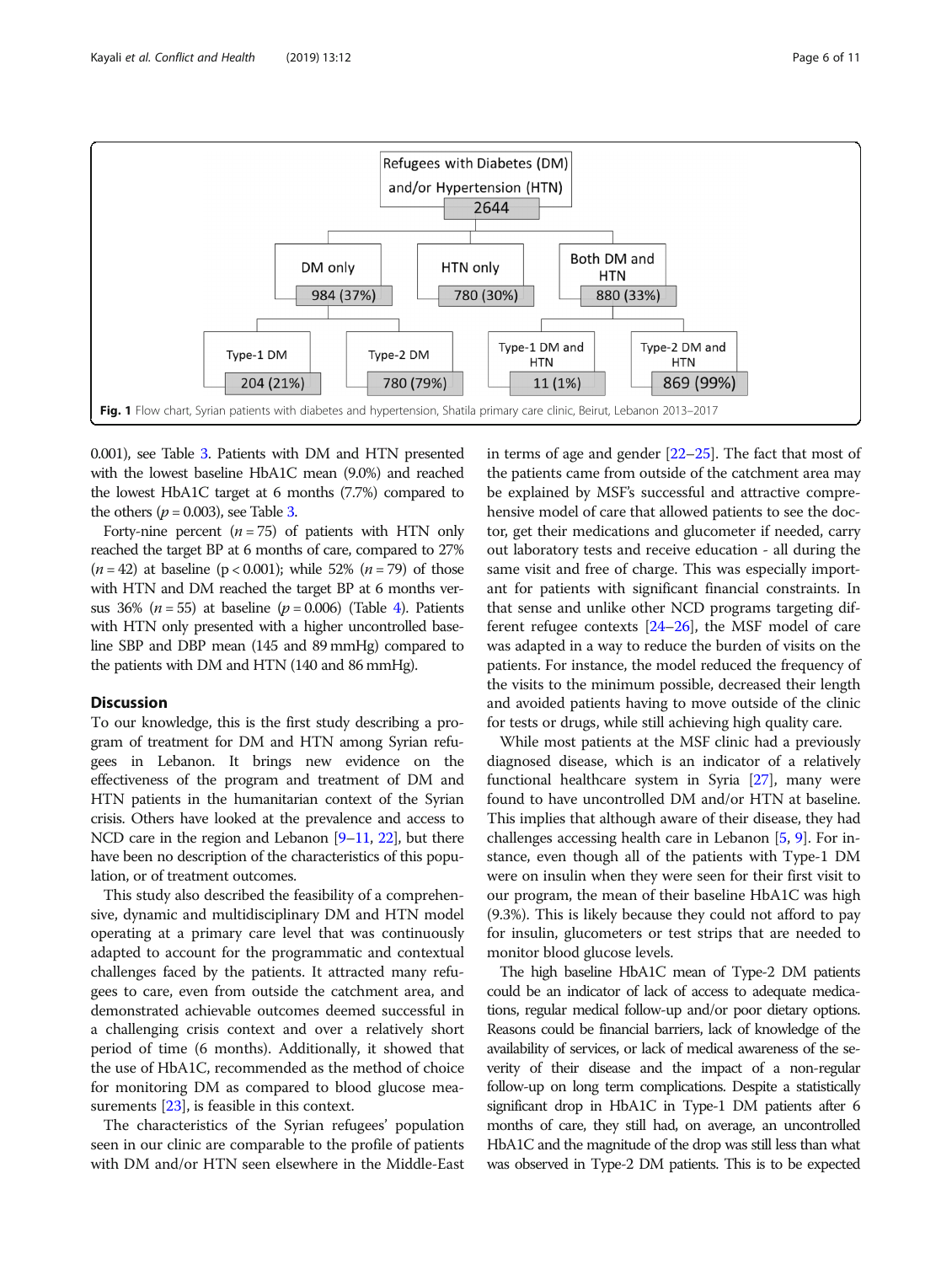Refugees with Diabetes (DM) and/or Hypertension (HTN)
2644

DM only
984 (37%)

HTN only
780 (30%)

Both DM and HTN
880 (33%)

Type-1 DM
204 (21%)

Type-2 DM
780 (79%)

Type-1 DM and HTN
11 (1%)

Type-2 DM and HTN
869 (99%)

**Fig. 1** Flow chart, Syrian patients with diabetes and hypertension, Shatila primary care clinic, Beirut, Lebanon 2013–2017

0.001), see Table 3. Patients with DM and HTN presented with the lowest baseline HbA1C mean (9.0%) and reached the lowest HbA1C target at 6 months (7.7%) compared to the others ($p = 0.003$), see Table 3.

Forty-nine percent ($n = 75$) of patients with HTN only reached the target BP at 6 months of care, compared to 27% ($n = 42$) at baseline ($p < 0.001$); while 52% ($n = 79$) of those with HTN and DM reached the target BP at 6 months versus 36% ($n = 55$) at baseline ($p = 0.006$) (Table 4). Patients with HTN only presented with a higher uncontrolled baseline SBP and DBP mean (145 and 89 mmHg) compared to the patients with DM and HTN (140 and 86 mmHg).

## Discussion

To our knowledge, this is the first study describing a program of treatment for DM and HTN among Syrian refugees in Lebanon. It brings new evidence on the effectiveness of the program and treatment of DM and HTN patients in the humanitarian context of the Syrian crisis. Others have looked at the prevalence and access to NCD care in the region and Lebanon [9–11, 22], but there have been no description of the characteristics of this population, or of treatment outcomes.

This study also described the feasibility of a comprehensive, dynamic and multidisciplinary DM and HTN model operating at a primary care level that was continuously adapted to account for the programmatic and contextual challenges faced by the patients. It attracted many refugees to care, even from outside the catchment area, and demonstrated achievable outcomes deemed successful in a challenging crisis context and over a relatively short period of time (6 months). Additionally, it showed that the use of HbA1C, recommended as the method of choice for monitoring DM as compared to blood glucose measurements [23], is feasible in this context.

The characteristics of the Syrian refugees' population seen in our clinic are comparable to the profile of patients with DM and/or HTN seen elsewhere in the Middle-East in terms of age and gender [22–25]. The fact that most of the patients came from outside of the catchment area may be explained by MSF's successful and attractive comprehensive model of care that allowed patients to see the doctor, get their medications and glucometer if needed, carry out laboratory tests and receive education - all during the same visit and free of charge. This was especially important for patients with significant financial constraints. In that sense and unlike other NCD programs targeting different refugee contexts [24–26], the MSF model of care was adapted in a way to reduce the burden of visits on the patients. For instance, the model reduced the frequency of the visits to the minimum possible, decreased their length and avoided patients having to move outside of the clinic for tests or drugs, while still achieving high quality care.

While most patients at the MSF clinic had a previously diagnosed disease, which is an indicator of a relatively functional healthcare system in Syria [27], many were found to have uncontrolled DM and/or HTN at baseline. This implies that although aware of their disease, they had challenges accessing health care in Lebanon [5, 9]. For instance, even though all of the patients with Type-1 DM were on insulin when they were seen for their first visit to our program, the mean of their baseline HbA1C was high (9.3%). This is likely because they could not afford to pay for insulin, glucometers or test strips that are needed to monitor blood glucose levels.

The high baseline HbA1C mean of Type-2 DM patients could be an indicator of lack of access to adequate medications, regular medical follow-up and/or poor dietary options. Reasons could be financial barriers, lack of knowledge of the availability of services, or lack of medical awareness of the severity of their disease and the impact of a non-regular follow-up on long term complications. Despite a statistically significant drop in HbA1C in Type-1 DM patients after 6 months of care, they still had, on average, an uncontrolled HbA1C and the magnitude of the drop was still less than what was observed in Type-2 DM patients. This is to be expected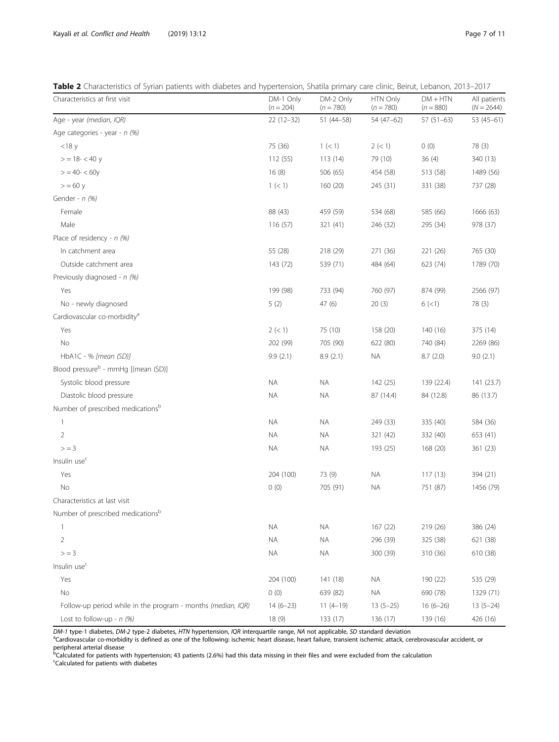**Table 2** Characteristics of Syrian patients with diabetes and hypertension, Shatila primary care clinic, Beirut, Lebanon, 2013–2017

| Characteristics at first visit | DM-1 Only (n = 204) | DM-2 Only (n = 780) | HTN Only (n = 780) | DM + HTN (n = 880) | All patients (N = 2644) |
|---|---|---|---|---|---|
| Age - year *(median, IQR)* | 22 (12–32) | 51 (44–58) | 54 (47–62) | 57 (51–63) | 53 (45–61) |
| Age categories - year - *n (%)* | | | | | |
| <18 y | 75 (36) | 1 (< 1) | 2 (< 1) | 0 (0) | 78 (3) |
| > = 18- < 40 y | 112 (55) | 113 (14) | 79 (10) | 36 (4) | 340 (13) |
| > = 40- < 60y | 16 (8) | 506 (65) | 454 (58) | 513 (58) | 1489 (56) |
| > = 60 y | 1 (< 1) | 160 (20) | 245 (31) | 331 (38) | 737 (28) |
| Gender - *n (%)* | | | | | |
| Female | 88 (43) | 459 (59) | 534 (68) | 585 (66) | 1666 (63) |
| Male | 116 (57) | 321 (41) | 246 (32) | 295 (34) | 978 (37) |
| Place of residency - *n (%)* | | | | | |
| In catchment area | 55 (28) | 218 (29) | 271 (36) | 221 (26) | 765 (30) |
| Outside catchment area | 143 (72) | 539 (71) | 484 (64) | 623 (74) | 1789 (70) |
| Previously diagnosed - *n (%)* | | | | | |
| Yes | 199 (98) | 733 (94) | 760 (97) | 874 (99) | 2566 (97) |
| No - newly diagnosed | 5 (2) | 47 (6) | 20 (3) | 6 (<1) | 78 (3) |
| Cardiovascular co-morbidity[a] | | | | | |
| Yes | 2 (< 1) | 75 (10) | 158 (20) | 140 (16) | 375 (14) |
| No | 202 (99) | 705 (90) | 622 (80) | 740 (84) | 2269 (86) |
| HbA1C - % *[mean (SD)]* | 9.9 (2.1) | 8.9 (2.1) | NA | 8.7 (2.0) | 9.0 (2.1) |
| Blood pressure[b] - mmHg [(mean (SD)] | | | | | |
| Systolic blood pressure | NA | NA | 142 (25) | 139 (22.4) | 141 (23.7) |
| Diastolic blood pressure | NA | NA | 87 (14.4) | 84 (12.8) | 86 (13.7) |
| Number of prescribed medications[b] | | | | | |
| 1 | NA | NA | 249 (33) | 335 (40) | 584 (36) |
| 2 | NA | NA | 321 (42) | 332 (40) | 653 (41) |
| > = 3 | NA | NA | 193 (25) | 168 (20) | 361 (23) |
| Insulin use[c] | | | | | |
| Yes | 204 (100) | 73 (9) | NA | 117 (13) | 394 (21) |
| No | 0 (0) | 705 (91) | NA | 751 (87) | 1456 (79) |
| Characteristics at last visit | | | | | |
| Number of prescribed medications[b] | | | | | |
| 1 | NA | NA | 167 (22) | 219 (26) | 386 (24) |
| 2 | NA | NA | 296 (39) | 325 (38) | 621 (38) |
| > = 3 | NA | NA | 300 (39) | 310 (36) | 610 (38) |
| Insulin use[c] | | | | | |
| Yes | 204 (100) | 141 (18) | NA | 190 (22) | 535 (29) |
| No | 0 (0) | 639 (82) | NA | 690 (78) | 1329 (71) |
| Follow-up period while in the program - months *(median, IQR)* | 14 (6–23) | 11 (4–19) | 13 (5–25) | 16 (6–26) | 13 (5–24) |
| Lost to follow-up - *n (%)* | 18 (9) | 133 (17) | 136 (17) | 139 (16) | 426 (16) |

*DM-1* type-1 diabetes, *DM-2* type-2 diabetes, *HTN* hypertension, *IQR* interquartile range, *NA* not applicable, *SD* standard deviation

[a]Cardiovascular co-morbidity is defined as one of the following: ischemic heart disease, heart failure, transient ischemic attack, cerebrovascular accident, or peripheral arterial disease

[b]Calculated for patients with hypertension; 43 patients (2.6%) had this data missing in their files and were excluded from the calculation

[c]Calculated for patients with diabetes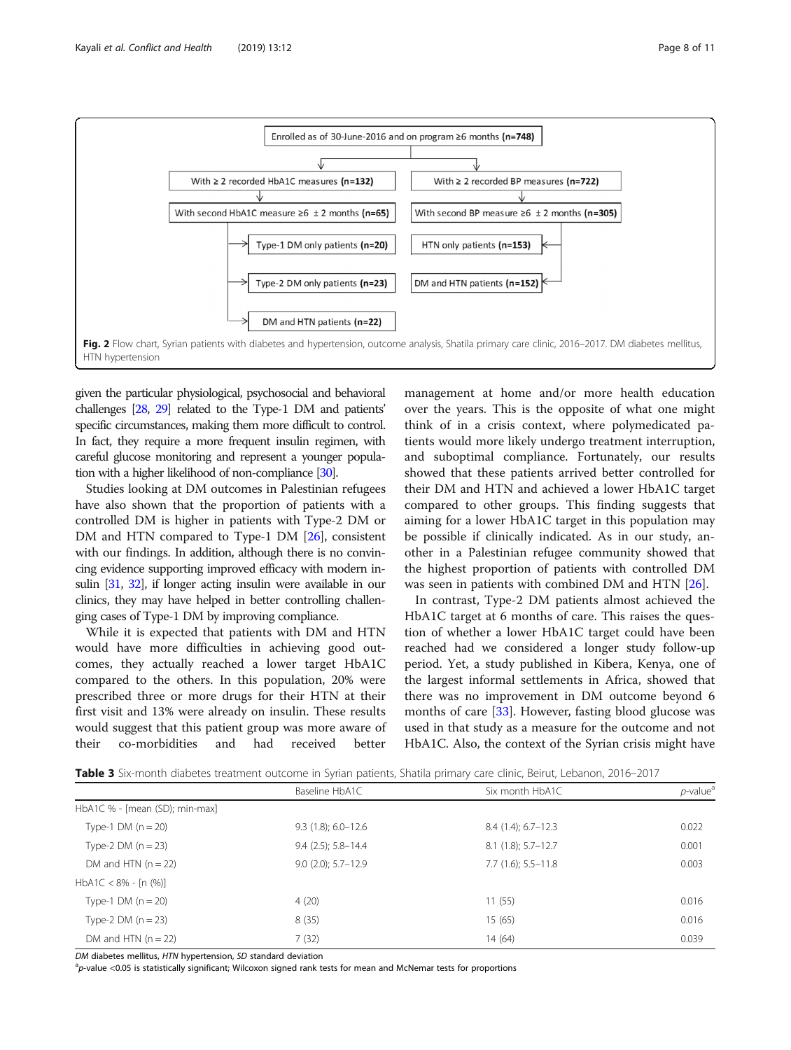Enrolled as of 30-June-2016 and on program ≥6 months (n=748)

With ≥ 2 recorded HbA1C measures (n=132)

With second HbA1C measure ≥6 ± 2 months (n=65)

Type-1 DM only patients (n=20)

Type-2 DM only patients (n=23)

DM and HTN patients (n=22)

With ≥ 2 recorded BP measures (n=722)

With second BP measure ≥6 ± 2 months (n=305)

HTN only patients (n=153)

DM and HTN patients (n=152)

**Fig. 2** Flow chart, Syrian patients with diabetes and hypertension, outcome analysis, Shatila primary care clinic, 2016–2017. DM diabetes mellitus, HTN hypertension

given the particular physiological, psychosocial and behavioral challenges [28, 29] related to the Type-1 DM and patients' specific circumstances, making them more difficult to control. In fact, they require a more frequent insulin regimen, with careful glucose monitoring and represent a younger population with a higher likelihood of non-compliance [30].

Studies looking at DM outcomes in Palestinian refugees have also shown that the proportion of patients with a controlled DM is higher in patients with Type-2 DM or DM and HTN compared to Type-1 DM [26], consistent with our findings. In addition, although there is no convincing evidence supporting improved efficacy with modern insulin [31, 32], if longer acting insulin were available in our clinics, they may have helped in better controlling challenging cases of Type-1 DM by improving compliance.

While it is expected that patients with DM and HTN would have more difficulties in achieving good outcomes, they actually reached a lower target HbA1C compared to the others. In this population, 20% were prescribed three or more drugs for their HTN at their first visit and 13% were already on insulin. These results would suggest that this patient group was more aware of their co-morbidities and had received better management at home and/or more health education over the years. This is the opposite of what one might think of in a crisis context, where polymedicated patients would more likely undergo treatment interruption, and suboptimal compliance. Fortunately, our results showed that these patients arrived better controlled for their DM and HTN and achieved a lower HbA1C target compared to other groups. This finding suggests that aiming for a lower HbA1C target in this population may be possible if clinically indicated. As in our study, another in a Palestinian refugee community showed that the highest proportion of patients with controlled DM was seen in patients with combined DM and HTN [26].

In contrast, Type-2 DM patients almost achieved the HbA1C target at 6 months of care. This raises the question of whether a lower HbA1C target could have been reached had we considered a longer study follow-up period. Yet, a study published in Kibera, Kenya, one of the largest informal settlements in Africa, showed that there was no improvement in DM outcome beyond 6 months of care [33]. However, fasting blood glucose was used in that study as a measure for the outcome and not HbA1C. Also, the context of the Syrian crisis might have

**Table 3** Six-month diabetes treatment outcome in Syrian patients, Shatila primary care clinic, Beirut, Lebanon, 2016–2017

| | Baseline HbA1C | Six month HbA1C | p-value[a] |
|---|---|---|---|
| HbA1C % - [mean (SD); min-max] | | | |
| Type-1 DM (n = 20) | 9.3 (1.8); 6.0–12.6 | 8.4 (1.4); 6.7–12.3 | 0.022 |
| Type-2 DM (n = 23) | 9.4 (2.5); 5.8–14.4 | 8.1 (1.8); 5.7–12.7 | 0.001 |
| DM and HTN (n = 22) | 9.0 (2.0); 5.7–12.9 | 7.7 (1.6); 5.5–11.8 | 0.003 |
| HbA1C < 8% - [n (%)] | | | |
| Type-1 DM (n = 20) | 4 (20) | 11 (55) | 0.016 |
| Type-2 DM (n = 23) | 8 (35) | 15 (65) | 0.016 |
| DM and HTN (n = 22) | 7 (32) | 14 (64) | 0.039 |

*DM* diabetes mellitus, *HTN* hypertension, *SD* standard deviation

[a] *p*-value <0.05 is statistically significant; Wilcoxon signed rank tests for mean and McNemar tests for proportions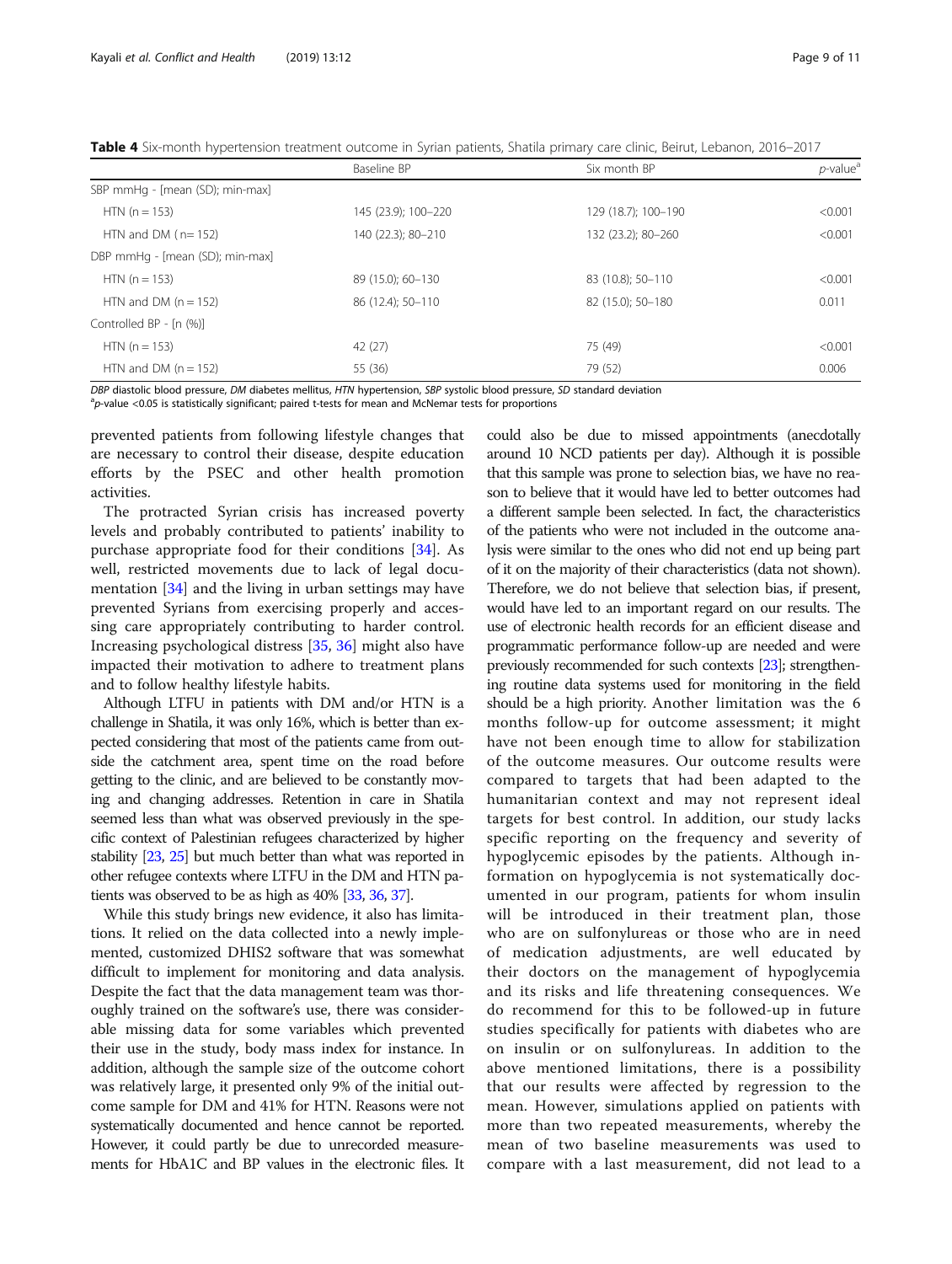**Table 4** Six-month hypertension treatment outcome in Syrian patients, Shatila primary care clinic, Beirut, Lebanon, 2016–2017

| | Baseline BP | Six month BP | *p*-value[a] |
|---|---|---|---|
| SBP mmHg - [mean (SD); min-max] | | | |
| HTN (n = 153) | 145 (23.9); 100–220 | 129 (18.7); 100–190 | <0.001 |
| HTN and DM ( n= 152) | 140 (22.3); 80–210 | 132 (23.2); 80–260 | <0.001 |
| DBP mmHg - [mean (SD); min-max] | | | |
| HTN (n = 153) | 89 (15.0); 60–130 | 83 (10.8); 50–110 | <0.001 |
| HTN and DM (n = 152) | 86 (12.4); 50–110 | 82 (15.0); 50–180 | 0.011 |
| Controlled BP - [n (%)] | | | |
| HTN (n = 153) | 42 (27) | 75 (49) | <0.001 |
| HTN and DM (n = 152) | 55 (36) | 79 (52) | 0.006 |

*DBP* diastolic blood pressure, *DM* diabetes mellitus, *HTN* hypertension, *SBP* systolic blood pressure, *SD* standard deviation
[a]*p*-value <0.05 is statistically significant; paired t-tests for mean and McNemar tests for proportions

prevented patients from following lifestyle changes that are necessary to control their disease, despite education efforts by the PSEC and other health promotion activities.

The protracted Syrian crisis has increased poverty levels and probably contributed to patients' inability to purchase appropriate food for their conditions [34]. As well, restricted movements due to lack of legal documentation [34] and the living in urban settings may have prevented Syrians from exercising properly and accessing care appropriately contributing to harder control. Increasing psychological distress [35, 36] might also have impacted their motivation to adhere to treatment plans and to follow healthy lifestyle habits.

Although LTFU in patients with DM and/or HTN is a challenge in Shatila, it was only 16%, which is better than expected considering that most of the patients came from outside the catchment area, spent time on the road before getting to the clinic, and are believed to be constantly moving and changing addresses. Retention in care in Shatila seemed less than what was observed previously in the specific context of Palestinian refugees characterized by higher stability [23, 25] but much better than what was reported in other refugee contexts where LTFU in the DM and HTN patients was observed to be as high as 40% [33, 36, 37].

While this study brings new evidence, it also has limitations. It relied on the data collected into a newly implemented, customized DHIS2 software that was somewhat difficult to implement for monitoring and data analysis. Despite the fact that the data management team was thoroughly trained on the software's use, there was considerable missing data for some variables which prevented their use in the study, body mass index for instance. In addition, although the sample size of the outcome cohort was relatively large, it presented only 9% of the initial outcome sample for DM and 41% for HTN. Reasons were not systematically documented and hence cannot be reported. However, it could partly be due to unrecorded measurements for HbA1C and BP values in the electronic files. It could also be due to missed appointments (anecdotally around 10 NCD patients per day). Although it is possible that this sample was prone to selection bias, we have no reason to believe that it would have led to better outcomes had a different sample been selected. In fact, the characteristics of the patients who were not included in the outcome analysis were similar to the ones who did not end up being part of it on the majority of their characteristics (data not shown). Therefore, we do not believe that selection bias, if present, would have led to an important regard on our results. The use of electronic health records for an efficient disease and programmatic performance follow-up are needed and were previously recommended for such contexts [23]; strengthening routine data systems used for monitoring in the field should be a high priority. Another limitation was the 6 months follow-up for outcome assessment; it might have not been enough time to allow for stabilization of the outcome measures. Our outcome results were compared to targets that had been adapted to the humanitarian context and may not represent ideal targets for best control. In addition, our study lacks specific reporting on the frequency and severity of hypoglycemic episodes by the patients. Although information on hypoglycemia is not systematically documented in our program, patients for whom insulin will be introduced in their treatment plan, those who are on sulfonylureas or those who are in need of medication adjustments, are well educated by their doctors on the management of hypoglycemia and its risks and life threatening consequences. We do recommend for this to be followed-up in future studies specifically for patients with diabetes who are on insulin or on sulfonylureas. In addition to the above mentioned limitations, there is a possibility that our results were affected by regression to the mean. However, simulations applied on patients with more than two repeated measurements, whereby the mean of two baseline measurements was used to compare with a last measurement, did not lead to a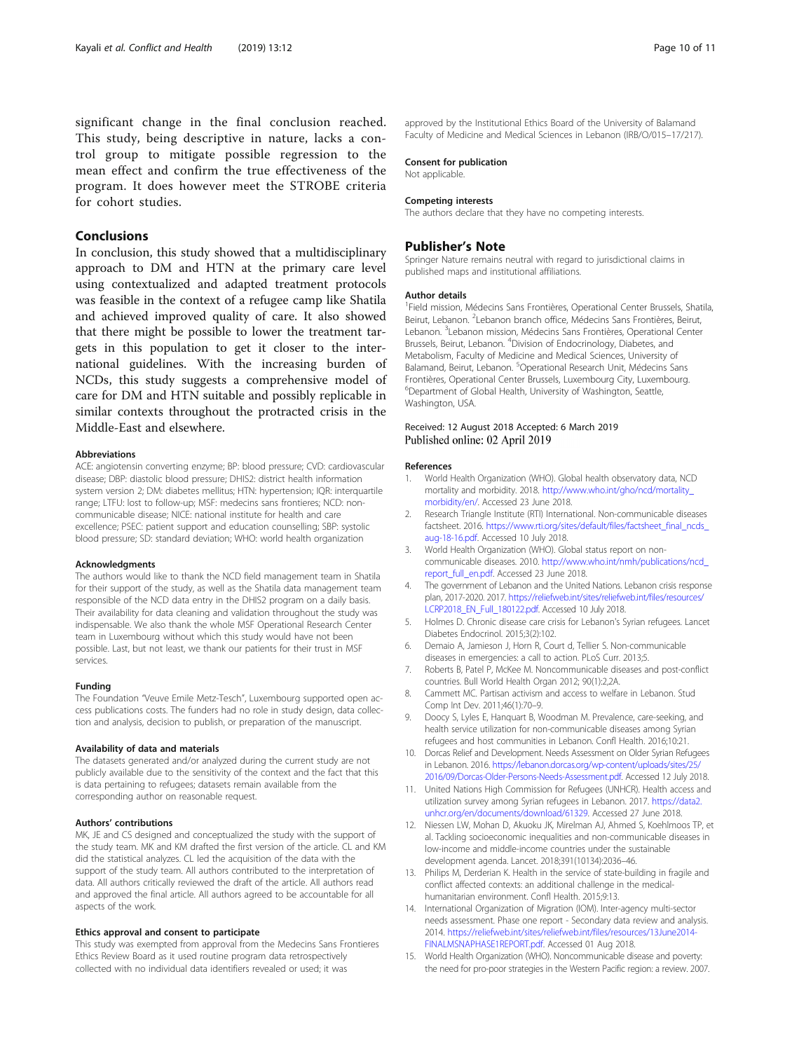significant change in the final conclusion reached. This study, being descriptive in nature, lacks a control group to mitigate possible regression to the mean effect and confirm the true effectiveness of the program. It does however meet the STROBE criteria for cohort studies.

## Conclusions

In conclusion, this study showed that a multidisciplinary approach to DM and HTN at the primary care level using contextualized and adapted treatment protocols was feasible in the context of a refugee camp like Shatila and achieved improved quality of care. It also showed that there might be possible to lower the treatment targets in this population to get it closer to the international guidelines. With the increasing burden of NCDs, this study suggests a comprehensive model of care for DM and HTN suitable and possibly replicable in similar contexts throughout the protracted crisis in the Middle-East and elsewhere.

#### Abbreviations

ACE: angiotensin converting enzyme; BP: blood pressure; CVD: cardiovascular disease; DBP: diastolic blood pressure; DHIS2: district health information system version 2; DM: diabetes mellitus; HTN: hypertension; IQR: interquartile range; LTFU: lost to follow-up; MSF: medecins sans frontieres; NCD: non-communicable disease; NICE: national institute for health and care excellence; PSEC: patient support and education counselling; SBP: systolic blood pressure; SD: standard deviation; WHO: world health organization

#### Acknowledgments

The authors would like to thank the NCD field management team in Shatila for their support of the study, as well as the Shatila data management team responsible of the NCD data entry in the DHIS2 program on a daily basis. Their availability for data cleaning and validation throughout the study was indispensable. We also thank the whole MSF Operational Research Center team in Luxembourg without which this study would have not been possible. Last, but not least, we thank our patients for their trust in MSF services.

#### Funding

The Foundation "Veuve Emile Metz-Tesch", Luxembourg supported open access publications costs. The funders had no role in study design, data collection and analysis, decision to publish, or preparation of the manuscript.

#### Availability of data and materials

The datasets generated and/or analyzed during the current study are not publicly available due to the sensitivity of the context and the fact that this is data pertaining to refugees; datasets remain available from the corresponding author on reasonable request.

#### Authors' contributions

MK, JE and CS designed and conceptualized the study with the support of the study team. MK and KM drafted the first version of the article. CL and KM did the statistical analyzes. CL led the acquisition of the data with the support of the study team. All authors contributed to the interpretation of data. All authors critically reviewed the draft of the article. All authors read and approved the final article. All authors agreed to be accountable for all aspects of the work.

#### Ethics approval and consent to participate

This study was exempted from approval from the Medecins Sans Frontieres Ethics Review Board as it used routine program data retrospectively collected with no individual data identifiers revealed or used; it was approved by the Institutional Ethics Board of the University of Balamand Faculty of Medicine and Medical Sciences in Lebanon (IRB/O/015–17/217).

#### Consent for publication

Not applicable.

#### Competing interests

The authors declare that they have no competing interests.

## Publisher's Note

Springer Nature remains neutral with regard to jurisdictional claims in published maps and institutional affiliations.

#### Author details

[1]Field mission, Médecins Sans Frontières, Operational Center Brussels, Shatila, Beirut, Lebanon. [2]Lebanon branch office, Médecins Sans Frontières, Beirut, Lebanon. [3]Lebanon mission, Médecins Sans Frontières, Operational Center Brussels, Beirut, Lebanon. [4]Division of Endocrinology, Diabetes, and Metabolism, Faculty of Medicine and Medical Sciences, University of Balamand, Beirut, Lebanon. [5]Operational Research Unit, Médecins Sans Frontières, Operational Center Brussels, Luxembourg City, Luxembourg. [6]Department of Global Health, University of Washington, Seattle, Washington, USA.

Received: 12 August 2018 Accepted: 6 March 2019
Published online: 02 April 2019

#### References

1. World Health Organization (WHO). Global health observatory data, NCD mortality and morbidity. 2018. http://www.who.int/gho/ncd/mortality_morbidity/en/. Accessed 23 June 2018.
2. Research Triangle Institute (RTI) International. Non-communicable diseases factsheet. 2016. https://www.rti.org/sites/default/files/factsheet_final_ncds_aug-18-16.pdf. Accessed 10 July 2018.
3. World Health Organization (WHO). Global status report on non-communicable diseases. 2010. http://www.who.int/nmh/publications/ncd_report_full_en.pdf. Accessed 23 June 2018.
4. The government of Lebanon and the United Nations. Lebanon crisis response plan, 2017-2020. 2017. https://reliefweb.int/sites/reliefweb.int/files/resources/LCRP2018_EN_Full_180122.pdf. Accessed 10 July 2018.
5. Holmes D. Chronic disease care crisis for Lebanon's Syrian refugees. Lancet Diabetes Endocrinol. 2015;3(2):102.
6. Demaio A, Jamieson J, Horn R, Court d, Tellier S. Non-communicable diseases in emergencies: a call to action. PLoS Curr. 2013;5.
7. Roberts B, Patel P, McKee M. Noncommunicable diseases and post-conflict countries. Bull World Health Organ 2012; 90(1):2,2A.
8. Cammett MC. Partisan activism and access to welfare in Lebanon. Stud Comp Int Dev. 2011;46(1):70–9.
9. Doocy S, Lyles E, Hanquart B, Woodman M. Prevalence, care-seeking, and health service utilization for non-communicable diseases among Syrian refugees and host communities in Lebanon. Confl Health. 2016;10:21.
10. Dorcas Relief and Development. Needs Assessment on Older Syrian Refugees in Lebanon. 2016. https://lebanon.dorcas.org/wp-content/uploads/sites/25/2016/09/Dorcas-Older-Persons-Needs-Assessment.pdf. Accessed 12 July 2018.
11. United Nations High Commission for Refugees (UNHCR). Health access and utilization survey among Syrian refugees in Lebanon. 2017. https://data2.unhcr.org/en/documents/download/61329. Accessed 27 June 2018.
12. Niessen LW, Mohan D, Akuoku JK, Mirelman AJ, Ahmed S, Koehlmoos TP, et al. Tackling socioeconomic inequalities and non-communicable diseases in low-income and middle-income countries under the sustainable development agenda. Lancet. 2018;391(10134):2036–46.
13. Philips M, Derderian K. Health in the service of state-building in fragile and conflict affected contexts: an additional challenge in the medical-humanitarian environment. Confl Health. 2015;9:13.
14. International Organization of Migration (IOM). Inter-agency multi-sector needs assessment. Phase one report - Secondary data review and analysis. 2014. https://reliefweb.int/sites/reliefweb.int/files/resources/13June2014-FINALMSNAPHASE1REPORT.pdf. Accessed 01 Aug 2018.
15. World Health Organization (WHO). Noncommunicable disease and poverty: the need for pro-poor strategies in the Western Pacific region: a review. 2007.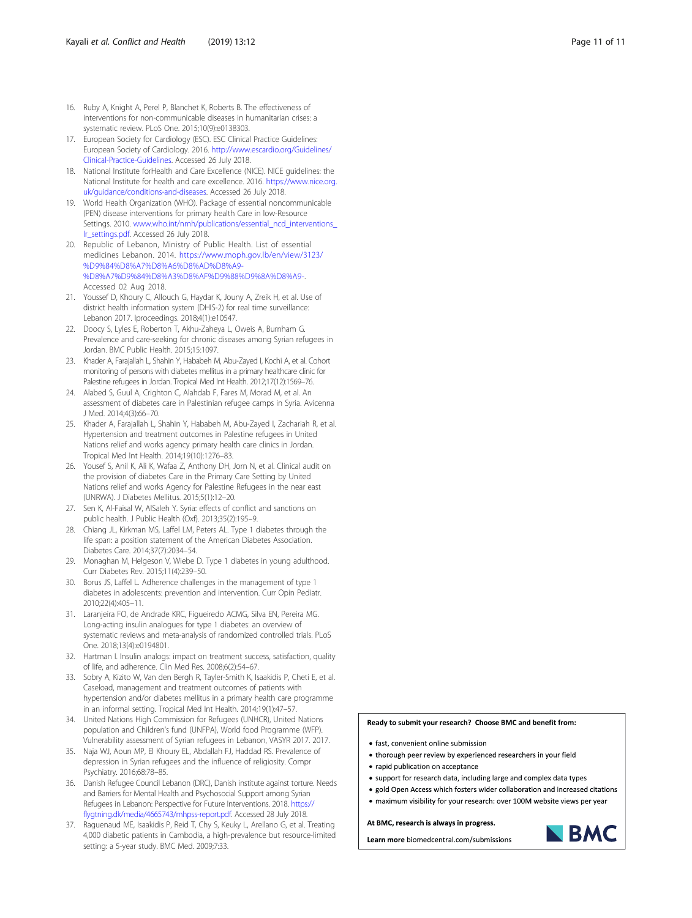16. Ruby A, Knight A, Perel P, Blanchet K, Roberts B. The effectiveness of interventions for non-communicable diseases in humanitarian crises: a systematic review. PLoS One. 2015;10(9):e0138303.
17. European Society for Cardiology (ESC). ESC Clinical Practice Guidelines: European Society of Cardiology. 2016. http://www.escardio.org/Guidelines/Clinical-Practice-Guidelines. Accessed 26 July 2018.
18. National Institute forHealth and Care Excellence (NICE). NICE guidelines: the National Institute for health and care excellence. 2016. https://www.nice.org.uk/guidance/conditions-and-diseases. Accessed 26 July 2018.
19. World Health Organization (WHO). Package of essential noncommunicable (PEN) disease interventions for primary health Care in low-Resource Settings. 2010. www.who.int/nmh/publications/essential_ncd_interventions_lr_settings.pdf. Accessed 26 July 2018.
20. Republic of Lebanon, Ministry of Public Health. List of essential medicines Lebanon. 2014. https://www.moph.gov.lb/en/view/3123/%D9%84%D8%A7%D8%A6%D8%AD%D8%A9-%D8%A7%D9%84%D8%A3%D8%AF%D9%88%D9%8A%D8%A9-. Accessed 02 Aug 2018.
21. Youssef D, Khoury C, Allouch G, Haydar K, Jouny A, Zreik H, et al. Use of district health information system (DHIS-2) for real time surveillance: Lebanon 2017. Iproceedings. 2018;4(1):e10547.
22. Doocy S, Lyles E, Roberton T, Akhu-Zaheya L, Oweis A, Burnham G. Prevalence and care-seeking for chronic diseases among Syrian refugees in Jordan. BMC Public Health. 2015;15:1097.
23. Khader A, Farajallah L, Shahin Y, Hababeh M, Abu-Zayed I, Kochi A, et al. Cohort monitoring of persons with diabetes mellitus in a primary healthcare clinic for Palestine refugees in Jordan. Tropical Med Int Health. 2012;17(12):1569–76.
24. Alabed S, Guul A, Crighton C, Alahdab F, Fares M, Morad M, et al. An assessment of diabetes care in Palestinian refugee camps in Syria. Avicenna J Med. 2014;4(3):66–70.
25. Khader A, Farajallah L, Shahin Y, Hababeh M, Abu-Zayed I, Zachariah R, et al. Hypertension and treatment outcomes in Palestine refugees in United Nations relief and works agency primary health care clinics in Jordan. Tropical Med Int Health. 2014;19(10):1276–83.
26. Yousef S, Anil K, Ali K, Wafaa Z, Anthony DH, Jorn N, et al. Clinical audit on the provision of diabetes Care in the Primary Care Setting by United Nations relief and works Agency for Palestine Refugees in the near east (UNRWA). J Diabetes Mellitus. 2015;5(1):12–20.
27. Sen K, Al-Faisal W, AlSaleh Y. Syria: effects of conflict and sanctions on public health. J Public Health (Oxf). 2013;35(2):195–9.
28. Chiang JL, Kirkman MS, Laffel LM, Peters AL. Type 1 diabetes through the life span: a position statement of the American Diabetes Association. Diabetes Care. 2014;37(7):2034–54.
29. Monaghan M, Helgeson V, Wiebe D. Type 1 diabetes in young adulthood. Curr Diabetes Rev. 2015;11(4):239–50.
30. Borus JS, Laffel L. Adherence challenges in the management of type 1 diabetes in adolescents: prevention and intervention. Curr Opin Pediatr. 2010;22(4):405–11.
31. Laranjeira FO, de Andrade KRC, Figueiredo ACMG, Silva EN, Pereira MG. Long-acting insulin analogues for type 1 diabetes: an overview of systematic reviews and meta-analysis of randomized controlled trials. PLoS One. 2018;13(4):e0194801.
32. Hartman I. Insulin analogs: impact on treatment success, satisfaction, quality of life, and adherence. Clin Med Res. 2008;6(2):54–67.
33. Sobry A, Kizito W, Van den Bergh R, Tayler-Smith K, Isaakidis P, Cheti E, et al. Caseload, management and treatment outcomes of patients with hypertension and/or diabetes mellitus in a primary health care programme in an informal setting. Tropical Med Int Health. 2014;19(1):47–57.
34. United Nations High Commission for Refugees (UNHCR), United Nations population and Children's fund (UNFPA), World food Programme (WFP). Vulnerability assessment of Syrian refugees in Lebanon, VASYR 2017. 2017.
35. Naja WJ, Aoun MP, El Khoury EL, Abdallah FJ, Haddad RS. Prevalence of depression in Syrian refugees and the influence of religiosity. Compr Psychiatry. 2016;68:78–85.
36. Danish Refugee Council Lebanon (DRC), Danish institute against torture. Needs and Barriers for Mental Health and Psychosocial Support among Syrian Refugees in Lebanon: Perspective for Future Interventions. 2018. https://flygtning.dk/media/4665743/mhpss-report.pdf. Accessed 28 July 2018.
37. Raguenaud ME, Isaakidis P, Reid T, Chy S, Keuky L, Arellano G, et al. Treating 4,000 diabetic patients in Cambodia, a high-prevalence but resource-limited setting: a 5-year study. BMC Med. 2009;7:33.

**Ready to submit your research? Choose BMC and benefit from:**

- fast, convenient online submission
- thorough peer review by experienced researchers in your field
- rapid publication on acceptance
- support for research data, including large and complex data types
- gold Open Access which fosters wider collaboration and increased citations
- maximum visibility for your research: over 100M website views per year

**At BMC, research is always in progress.**

**Learn more** biomedcentral.com/submissions

BMC